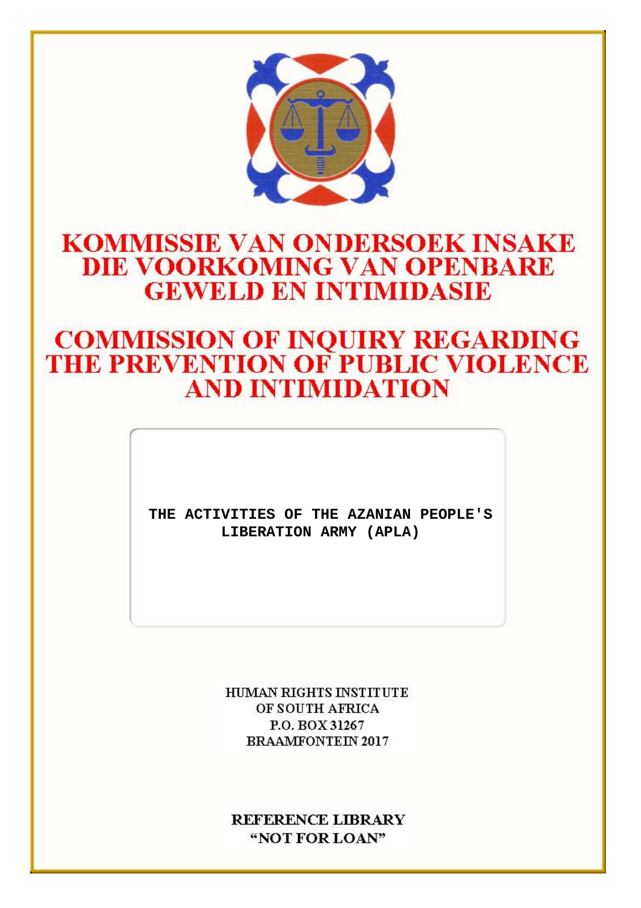# KOMMISSIE VAN ONDERSOEK INSAKE DIE VOORKOMING VAN OPENBARE GEWELD EN INTIMIDASIE

# COMMISSION OF INQUIRY REGARDING THE PREVENTION OF PUBLIC VIOLENCE AND INTIMIDATION

**THE ACTIVITIES OF THE AZANIAN PEOPLE'S LIBERATION ARMY (APLA)**

HUMAN RIGHTS INSTITUTE
OF SOUTH AFRICA
P.O. BOX 31267
BRAAMFONTEIN 2017

**REFERENCE LIBRARY**
**"NOT FOR LOAN"**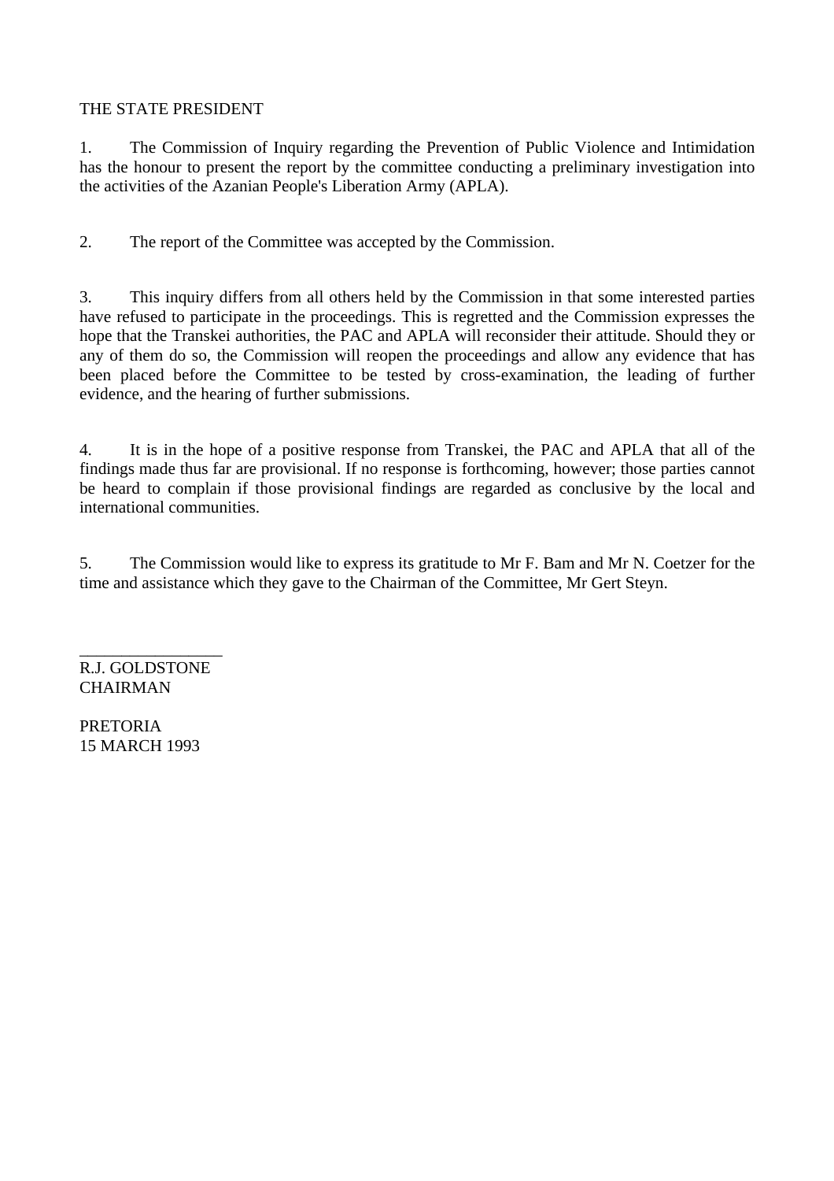THE STATE PRESIDENT

1. The Commission of Inquiry regarding the Prevention of Public Violence and Intimidation has the honour to present the report by the committee conducting a preliminary investigation into the activities of the Azanian People's Liberation Army (APLA).

2. The report of the Committee was accepted by the Commission.

3. This inquiry differs from all others held by the Commission in that some interested parties have refused to participate in the proceedings. This is regretted and the Commission expresses the hope that the Transkei authorities, the PAC and APLA will reconsider their attitude. Should they or any of them do so, the Commission will reopen the proceedings and allow any evidence that has been placed before the Committee to be tested by cross-examination, the leading of further evidence, and the hearing of further submissions.

4. It is in the hope of a positive response from Transkei, the PAC and APLA that all of the findings made thus far are provisional. If no response is forthcoming, however; those parties cannot be heard to complain if those provisional findings are regarded as conclusive by the local and international communities.

5. The Commission would like to express its gratitude to Mr F. Bam and Mr N. Coetzer for the time and assistance which they gave to the Chairman of the Committee, Mr Gert Steyn.

_________________

R.J. GOLDSTONE
CHAIRMAN

PRETORIA
15 MARCH 1993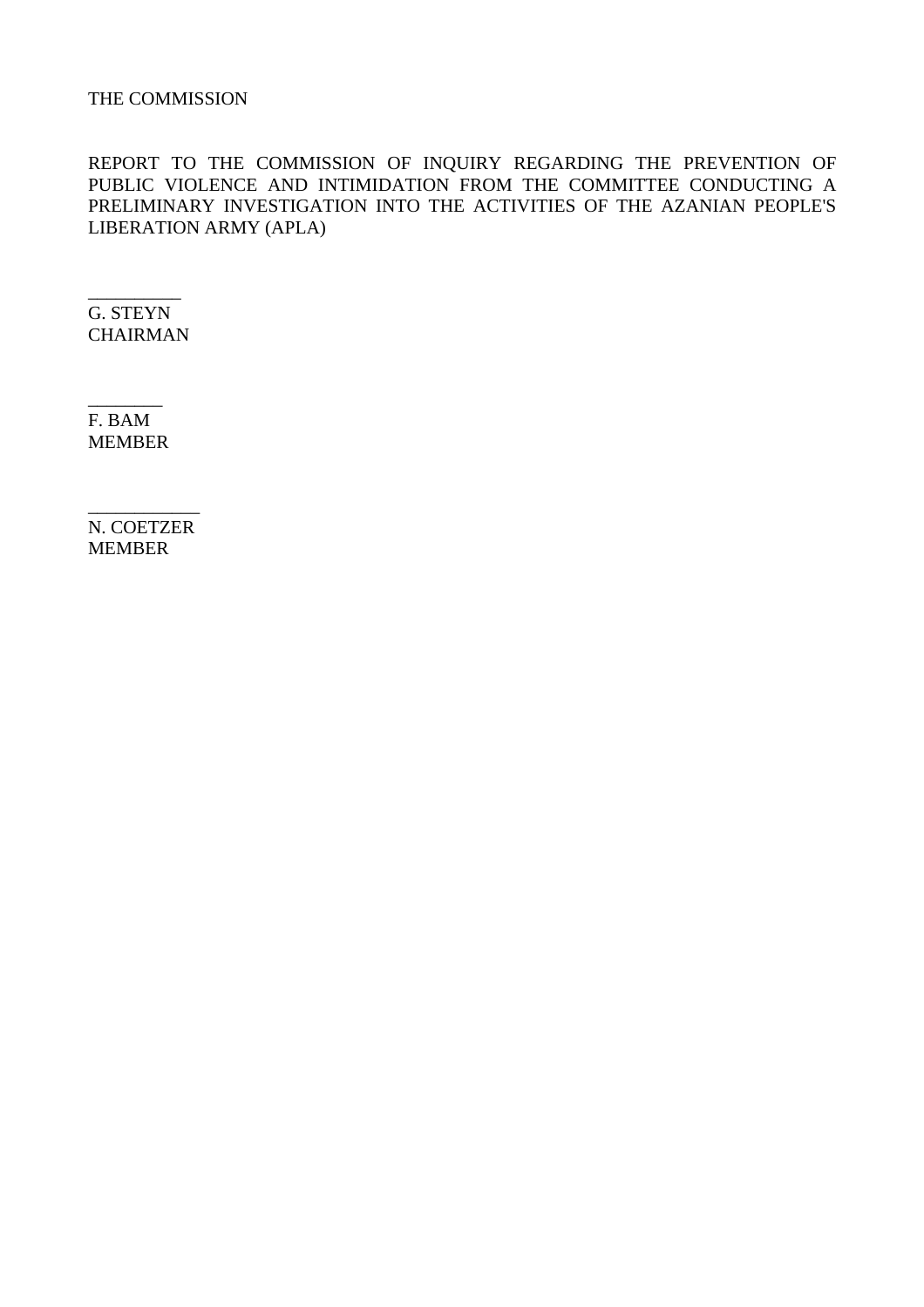THE COMMISSION

REPORT TO THE COMMISSION OF INQUIRY REGARDING THE PREVENTION OF PUBLIC VIOLENCE AND INTIMIDATION FROM THE COMMITTEE CONDUCTING A PRELIMINARY INVESTIGATION INTO THE ACTIVITIES OF THE AZANIAN PEOPLE'S LIBERATION ARMY (APLA)

__________
G. STEYN
CHAIRMAN

________
F. BAM
MEMBER

____________
N. COETZER
MEMBER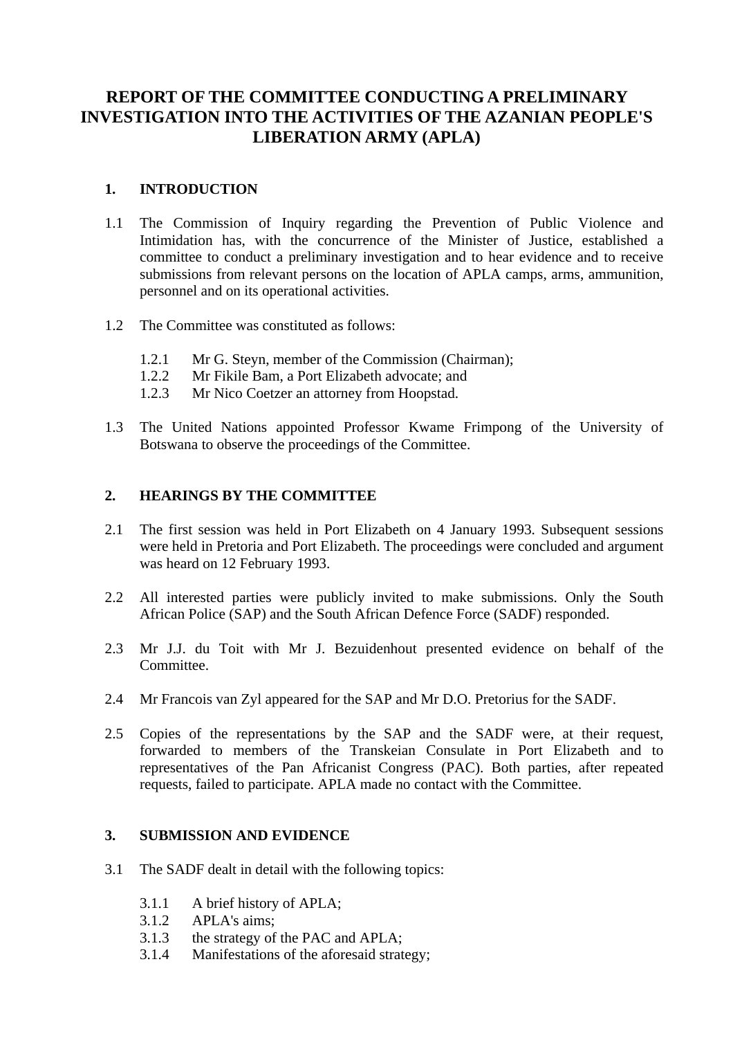# REPORT OF THE COMMITTEE CONDUCTING A PRELIMINARY INVESTIGATION INTO THE ACTIVITIES OF THE AZANIAN PEOPLE'S LIBERATION ARMY (APLA)

## 1. INTRODUCTION

1.1 The Commission of Inquiry regarding the Prevention of Public Violence and Intimidation has, with the concurrence of the Minister of Justice, established a committee to conduct a preliminary investigation and to hear evidence and to receive submissions from relevant persons on the location of APLA camps, arms, ammunition, personnel and on its operational activities.

1.2 The Committee was constituted as follows:

- 1.2.1 Mr G. Steyn, member of the Commission (Chairman);
- 1.2.2 Mr Fikile Bam, a Port Elizabeth advocate; and
- 1.2.3 Mr Nico Coetzer an attorney from Hoopstad.

1.3 The United Nations appointed Professor Kwame Frimpong of the University of Botswana to observe the proceedings of the Committee.

## 2. HEARINGS BY THE COMMITTEE

2.1 The first session was held in Port Elizabeth on 4 January 1993. Subsequent sessions were held in Pretoria and Port Elizabeth. The proceedings were concluded and argument was heard on 12 February 1993.

2.2 All interested parties were publicly invited to make submissions. Only the South African Police (SAP) and the South African Defence Force (SADF) responded.

2.3 Mr J.J. du Toit with Mr J. Bezuidenhout presented evidence on behalf of the Committee.

2.4 Mr Francois van Zyl appeared for the SAP and Mr D.O. Pretorius for the SADF.

2.5 Copies of the representations by the SAP and the SADF were, at their request, forwarded to members of the Transkeian Consulate in Port Elizabeth and to representatives of the Pan Africanist Congress (PAC). Both parties, after repeated requests, failed to participate. APLA made no contact with the Committee.

## 3. SUBMISSION AND EVIDENCE

3.1 The SADF dealt in detail with the following topics:

- 3.1.1 A brief history of APLA;
- 3.1.2 APLA's aims;
- 3.1.3 the strategy of the PAC and APLA;
- 3.1.4 Manifestations of the aforesaid strategy;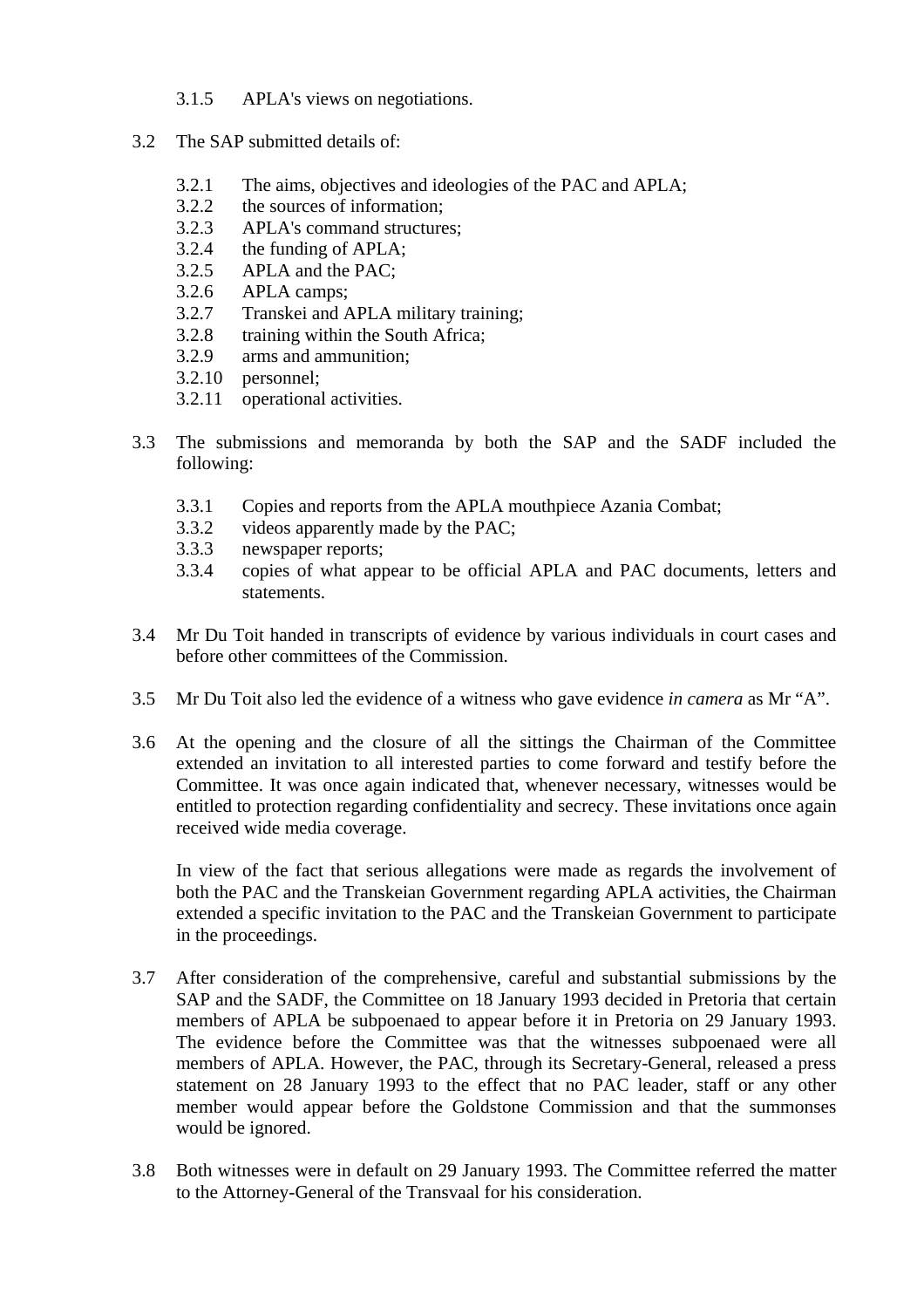3.1.5 APLA's views on negotiations.

3.2 The SAP submitted details of:

3.2.1 The aims, objectives and ideologies of the PAC and APLA;
3.2.2 the sources of information;
3.2.3 APLA's command structures;
3.2.4 the funding of APLA;
3.2.5 APLA and the PAC;
3.2.6 APLA camps;
3.2.7 Transkei and APLA military training;
3.2.8 training within the South Africa;
3.2.9 arms and ammunition;
3.2.10 personnel;
3.2.11 operational activities.

3.3 The submissions and memoranda by both the SAP and the SADF included the following:

3.3.1 Copies and reports from the APLA mouthpiece Azania Combat;
3.3.2 videos apparently made by the PAC;
3.3.3 newspaper reports;
3.3.4 copies of what appear to be official APLA and PAC documents, letters and statements.

3.4 Mr Du Toit handed in transcripts of evidence by various individuals in court cases and before other committees of the Commission.

3.5 Mr Du Toit also led the evidence of a witness who gave evidence *in camera* as Mr "A".

3.6 At the opening and the closure of all the sittings the Chairman of the Committee extended an invitation to all interested parties to come forward and testify before the Committee. It was once again indicated that, whenever necessary, witnesses would be entitled to protection regarding confidentiality and secrecy. These invitations once again received wide media coverage.

In view of the fact that serious allegations were made as regards the involvement of both the PAC and the Transkeian Government regarding APLA activities, the Chairman extended a specific invitation to the PAC and the Transkeian Government to participate in the proceedings.

3.7 After consideration of the comprehensive, careful and substantial submissions by the SAP and the SADF, the Committee on 18 January 1993 decided in Pretoria that certain members of APLA be subpoenaed to appear before it in Pretoria on 29 January 1993. The evidence before the Committee was that the witnesses subpoenaed were all members of APLA. However, the PAC, through its Secretary-General, released a press statement on 28 January 1993 to the effect that no PAC leader, staff or any other member would appear before the Goldstone Commission and that the summonses would be ignored.

3.8 Both witnesses were in default on 29 January 1993. The Committee referred the matter to the Attorney-General of the Transvaal for his consideration.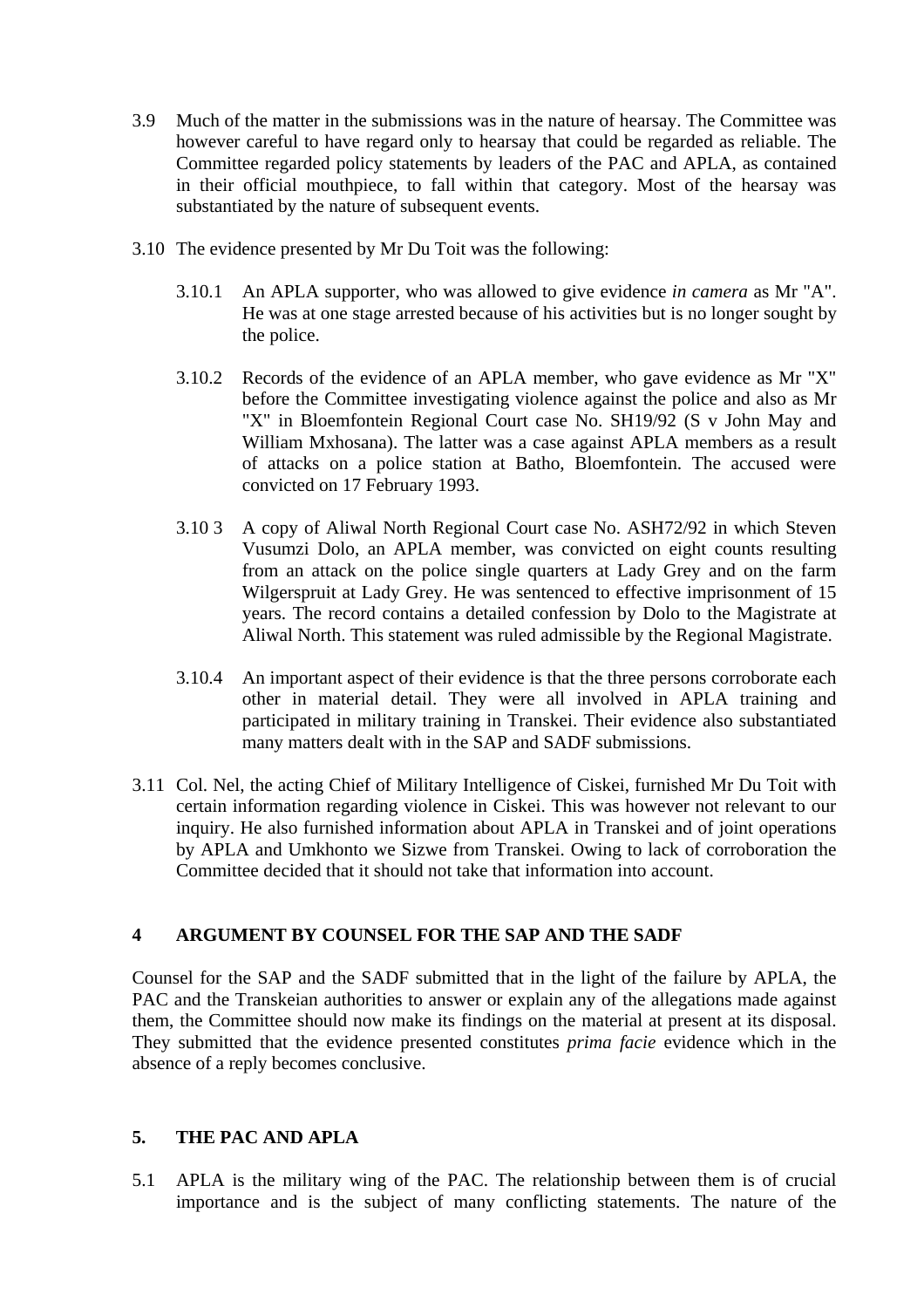3.9 Much of the matter in the submissions was in the nature of hearsay. The Committee was however careful to have regard only to hearsay that could be regarded as reliable. The Committee regarded policy statements by leaders of the PAC and APLA, as contained in their official mouthpiece, to fall within that category. Most of the hearsay was substantiated by the nature of subsequent events.

3.10 The evidence presented by Mr Du Toit was the following:

3.10.1 An APLA supporter, who was allowed to give evidence *in camera* as Mr "A". He was at one stage arrested because of his activities but is no longer sought by the police.

3.10.2 Records of the evidence of an APLA member, who gave evidence as Mr "X" before the Committee investigating violence against the police and also as Mr "X" in Bloemfontein Regional Court case No. SH19/92 (S v John May and William Mxhosana). The latter was a case against APLA members as a result of attacks on a police station at Batho, Bloemfontein. The accused were convicted on 17 February 1993.

3.10 3 A copy of Aliwal North Regional Court case No. ASH72/92 in which Steven Vusumzi Dolo, an APLA member, was convicted on eight counts resulting from an attack on the police single quarters at Lady Grey and on the farm Wilgerspruit at Lady Grey. He was sentenced to effective imprisonment of 15 years. The record contains a detailed confession by Dolo to the Magistrate at Aliwal North. This statement was ruled admissible by the Regional Magistrate.

3.10.4 An important aspect of their evidence is that the three persons corroborate each other in material detail. They were all involved in APLA training and participated in military training in Transkei. Their evidence also substantiated many matters dealt with in the SAP and SADF submissions.

3.11 Col. Nel, the acting Chief of Military Intelligence of Ciskei, furnished Mr Du Toit with certain information regarding violence in Ciskei. This was however not relevant to our inquiry. He also furnished information about APLA in Transkei and of joint operations by APLA and Umkhonto we Sizwe from Transkei. Owing to lack of corroboration the Committee decided that it should not take that information into account.

## 4 ARGUMENT BY COUNSEL FOR THE SAP AND THE SADF

Counsel for the SAP and the SADF submitted that in the light of the failure by APLA, the PAC and the Transkeian authorities to answer or explain any of the allegations made against them, the Committee should now make its findings on the material at present at its disposal. They submitted that the evidence presented constitutes *prima facie* evidence which in the absence of a reply becomes conclusive.

## 5. THE PAC AND APLA

5.1 APLA is the military wing of the PAC. The relationship between them is of crucial importance and is the subject of many conflicting statements. The nature of the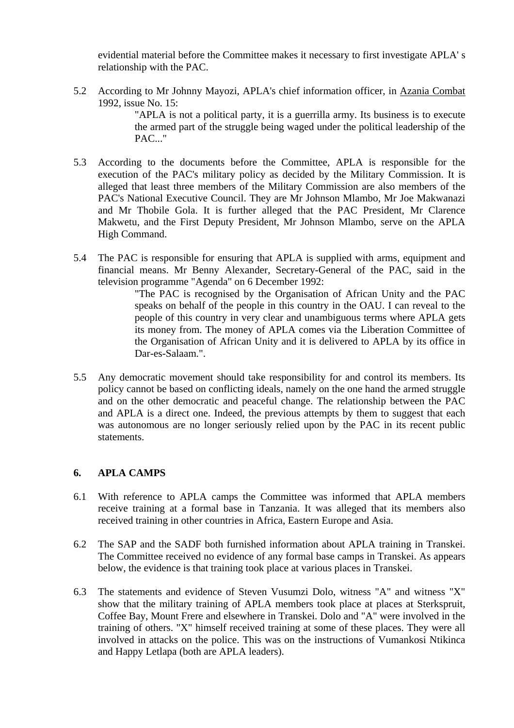evidential material before the Committee makes it necessary to first investigate APLA' s relationship with the PAC.

5.2 According to Mr Johnny Mayozi, APLA's chief information officer, in Azania Combat 1992, issue No. 15:

> "APLA is not a political party, it is a guerrilla army. Its business is to execute the armed part of the struggle being waged under the political leadership of the PAC..."

5.3 According to the documents before the Committee, APLA is responsible for the execution of the PAC's military policy as decided by the Military Commission. It is alleged that least three members of the Military Commission are also members of the PAC's National Executive Council. They are Mr Johnson Mlambo, Mr Joe Makwanazi and Mr Thobile Gola. It is further alleged that the PAC President, Mr Clarence Makwetu, and the First Deputy President, Mr Johnson Mlambo, serve on the APLA High Command.

5.4 The PAC is responsible for ensuring that APLA is supplied with arms, equipment and financial means. Mr Benny Alexander, Secretary-General of the PAC, said in the television programme "Agenda" on 6 December 1992:

> "The PAC is recognised by the Organisation of African Unity and the PAC speaks on behalf of the people in this country in the OAU. I can reveal to the people of this country in very clear and unambiguous terms where APLA gets its money from. The money of APLA comes via the Liberation Committee of the Organisation of African Unity and it is delivered to APLA by its office in Dar-es-Salaam.".

5.5 Any democratic movement should take responsibility for and control its members. Its policy cannot be based on conflicting ideals, namely on the one hand the armed struggle and on the other democratic and peaceful change. The relationship between the PAC and APLA is a direct one. Indeed, the previous attempts by them to suggest that each was autonomous are no longer seriously relied upon by the PAC in its recent public statements.

## 6. APLA CAMPS

6.1 With reference to APLA camps the Committee was informed that APLA members receive training at a formal base in Tanzania. It was alleged that its members also received training in other countries in Africa, Eastern Europe and Asia.

6.2 The SAP and the SADF both furnished information about APLA training in Transkei. The Committee received no evidence of any formal base camps in Transkei. As appears below, the evidence is that training took place at various places in Transkei.

6.3 The statements and evidence of Steven Vusumzi Dolo, witness "A" and witness "X" show that the military training of APLA members took place at places at Sterkspruit, Coffee Bay, Mount Frere and elsewhere in Transkei. Dolo and "A" were involved in the training of others. "X" himself received training at some of these places. They were all involved in attacks on the police. This was on the instructions of Vumankosi Ntikinca and Happy Letlapa (both are APLA leaders).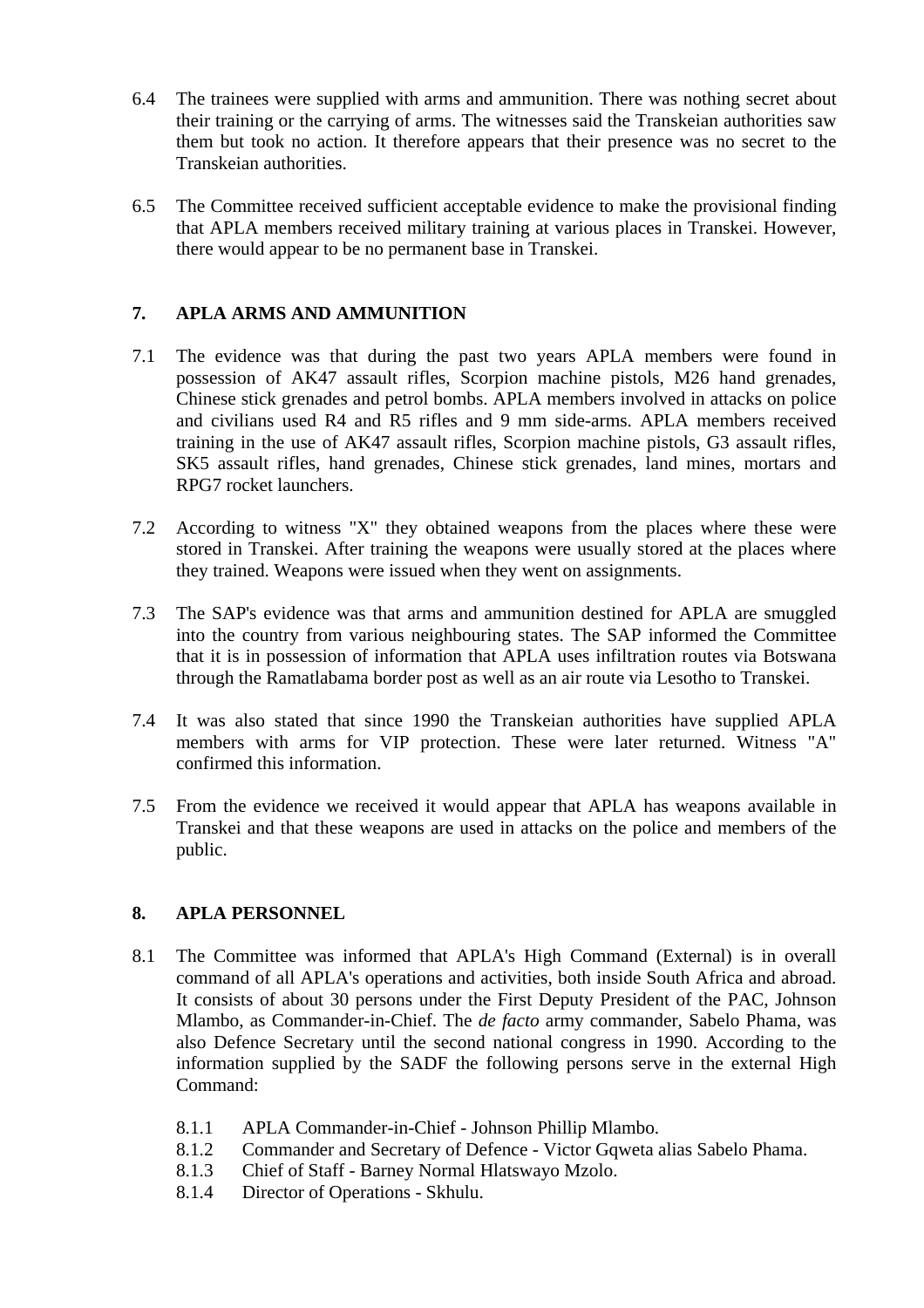6.4 The trainees were supplied with arms and ammunition. There was nothing secret about their training or the carrying of arms. The witnesses said the Transkeian authorities saw them but took no action. It therefore appears that their presence was no secret to the Transkeian authorities.

6.5 The Committee received sufficient acceptable evidence to make the provisional finding that APLA members received military training at various places in Transkei. However, there would appear to be no permanent base in Transkei.

## 7. APLA ARMS AND AMMUNITION

7.1 The evidence was that during the past two years APLA members were found in possession of AK47 assault rifles, Scorpion machine pistols, M26 hand grenades, Chinese stick grenades and petrol bombs. APLA members involved in attacks on police and civilians used R4 and R5 rifles and 9 mm side-arms. APLA members received training in the use of AK47 assault rifles, Scorpion machine pistols, G3 assault rifles, SK5 assault rifles, hand grenades, Chinese stick grenades, land mines, mortars and RPG7 rocket launchers.

7.2 According to witness "X" they obtained weapons from the places where these were stored in Transkei. After training the weapons were usually stored at the places where they trained. Weapons were issued when they went on assignments.

7.3 The SAP's evidence was that arms and ammunition destined for APLA are smuggled into the country from various neighbouring states. The SAP informed the Committee that it is in possession of information that APLA uses infiltration routes via Botswana through the Ramatlabama border post as well as an air route via Lesotho to Transkei.

7.4 It was also stated that since 1990 the Transkeian authorities have supplied APLA members with arms for VIP protection. These were later returned. Witness "A" confirmed this information.

7.5 From the evidence we received it would appear that APLA has weapons available in Transkei and that these weapons are used in attacks on the police and members of the public.

## 8. APLA PERSONNEL

8.1 The Committee was informed that APLA's High Command (External) is in overall command of all APLA's operations and activities, both inside South Africa and abroad. It consists of about 30 persons under the First Deputy President of the PAC, Johnson Mlambo, as Commander-in-Chief. The *de facto* army commander, Sabelo Phama, was also Defence Secretary until the second national congress in 1990. According to the information supplied by the SADF the following persons serve in the external High Command:

- 8.1.1 APLA Commander-in-Chief - Johnson Phillip Mlambo.
- 8.1.2 Commander and Secretary of Defence - Victor Gqweta alias Sabelo Phama.
- 8.1.3 Chief of Staff - Barney Normal Hlatswayo Mzolo.
- 8.1.4 Director of Operations - Skhulu.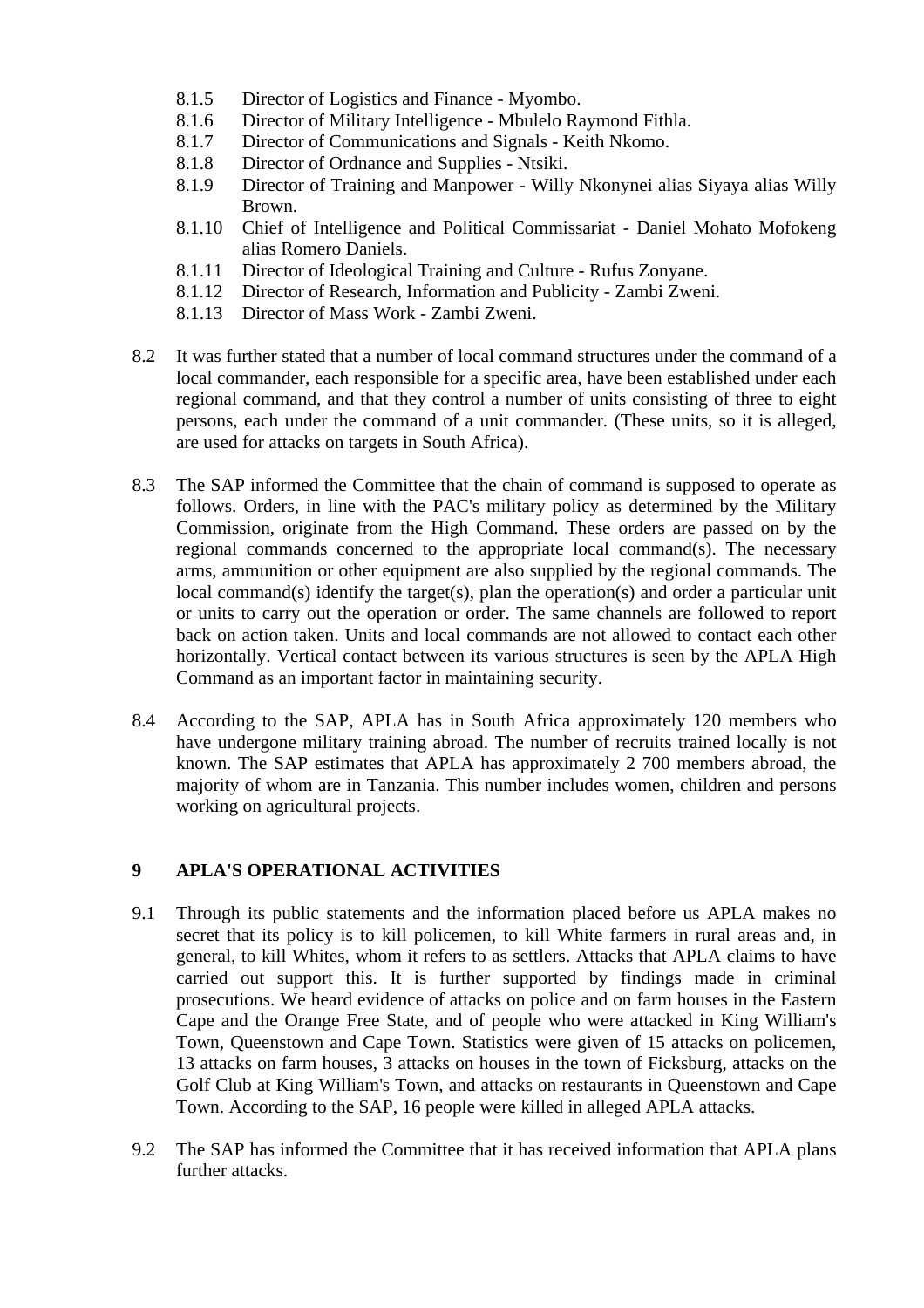8.1.5 Director of Logistics and Finance - Myombo.
8.1.6 Director of Military Intelligence - Mbulelo Raymond Fithla.
8.1.7 Director of Communications and Signals - Keith Nkomo.
8.1.8 Director of Ordnance and Supplies - Ntsiki.
8.1.9 Director of Training and Manpower - Willy Nkonynei alias Siyaya alias Willy Brown.
8.1.10 Chief of Intelligence and Political Commissariat - Daniel Mohato Mofokeng alias Romero Daniels.
8.1.11 Director of Ideological Training and Culture - Rufus Zonyane.
8.1.12 Director of Research, Information and Publicity - Zambi Zweni.
8.1.13 Director of Mass Work - Zambi Zweni.

8.2 It was further stated that a number of local command structures under the command of a local commander, each responsible for a specific area, have been established under each regional command, and that they control a number of units consisting of three to eight persons, each under the command of a unit commander. (These units, so it is alleged, are used for attacks on targets in South Africa).

8.3 The SAP informed the Committee that the chain of command is supposed to operate as follows. Orders, in line with the PAC's military policy as determined by the Military Commission, originate from the High Command. These orders are passed on by the regional commands concerned to the appropriate local command(s). The necessary arms, ammunition or other equipment are also supplied by the regional commands. The local command(s) identify the target(s), plan the operation(s) and order a particular unit or units to carry out the operation or order. The same channels are followed to report back on action taken. Units and local commands are not allowed to contact each other horizontally. Vertical contact between its various structures is seen by the APLA High Command as an important factor in maintaining security.

8.4 According to the SAP, APLA has in South Africa approximately 120 members who have undergone military training abroad. The number of recruits trained locally is not known. The SAP estimates that APLA has approximately 2 700 members abroad, the majority of whom are in Tanzania. This number includes women, children and persons working on agricultural projects.

## 9 APLA'S OPERATIONAL ACTIVITIES

9.1 Through its public statements and the information placed before us APLA makes no secret that its policy is to kill policemen, to kill White farmers in rural areas and, in general, to kill Whites, whom it refers to as settlers. Attacks that APLA claims to have carried out support this. It is further supported by findings made in criminal prosecutions. We heard evidence of attacks on police and on farm houses in the Eastern Cape and the Orange Free State, and of people who were attacked in King William's Town, Queenstown and Cape Town. Statistics were given of 15 attacks on policemen, 13 attacks on farm houses, 3 attacks on houses in the town of Ficksburg, attacks on the Golf Club at King William's Town, and attacks on restaurants in Queenstown and Cape Town. According to the SAP, 16 people were killed in alleged APLA attacks.

9.2 The SAP has informed the Committee that it has received information that APLA plans further attacks.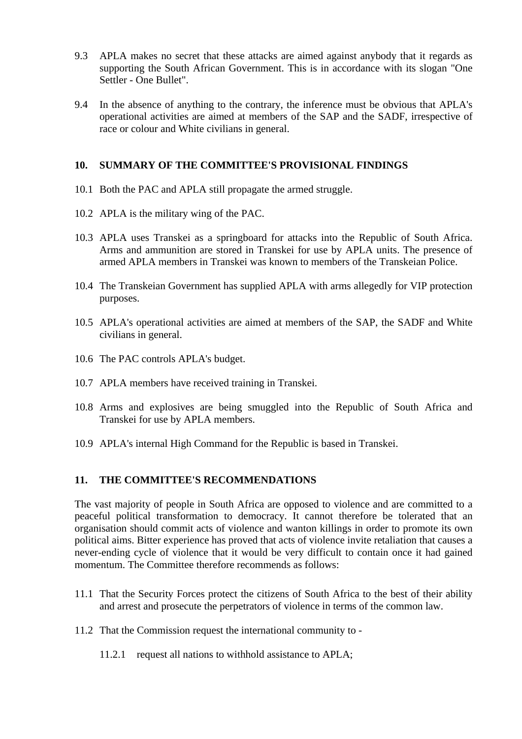9.3 APLA makes no secret that these attacks are aimed against anybody that it regards as supporting the South African Government. This is in accordance with its slogan "One Settler - One Bullet".

9.4 In the absence of anything to the contrary, the inference must be obvious that APLA's operational activities are aimed at members of the SAP and the SADF, irrespective of race or colour and White civilians in general.

## 10. SUMMARY OF THE COMMITTEE'S PROVISIONAL FINDINGS

10.1 Both the PAC and APLA still propagate the armed struggle.

10.2 APLA is the military wing of the PAC.

10.3 APLA uses Transkei as a springboard for attacks into the Republic of South Africa. Arms and ammunition are stored in Transkei for use by APLA units. The presence of armed APLA members in Transkei was known to members of the Transkeian Police.

10.4 The Transkeian Government has supplied APLA with arms allegedly for VIP protection purposes.

10.5 APLA's operational activities are aimed at members of the SAP, the SADF and White civilians in general.

10.6 The PAC controls APLA's budget.

10.7 APLA members have received training in Transkei.

10.8 Arms and explosives are being smuggled into the Republic of South Africa and Transkei for use by APLA members.

10.9 APLA's internal High Command for the Republic is based in Transkei.

## 11. THE COMMITTEE'S RECOMMENDATIONS

The vast majority of people in South Africa are opposed to violence and are committed to a peaceful political transformation to democracy. It cannot therefore be tolerated that an organisation should commit acts of violence and wanton killings in order to promote its own political aims. Bitter experience has proved that acts of violence invite retaliation that causes a never-ending cycle of violence that it would be very difficult to contain once it had gained momentum. The Committee therefore recommends as follows:

11.1 That the Security Forces protect the citizens of South Africa to the best of their ability and arrest and prosecute the perpetrators of violence in terms of the common law.

11.2 That the Commission request the international community to -

11.2.1 request all nations to withhold assistance to APLA;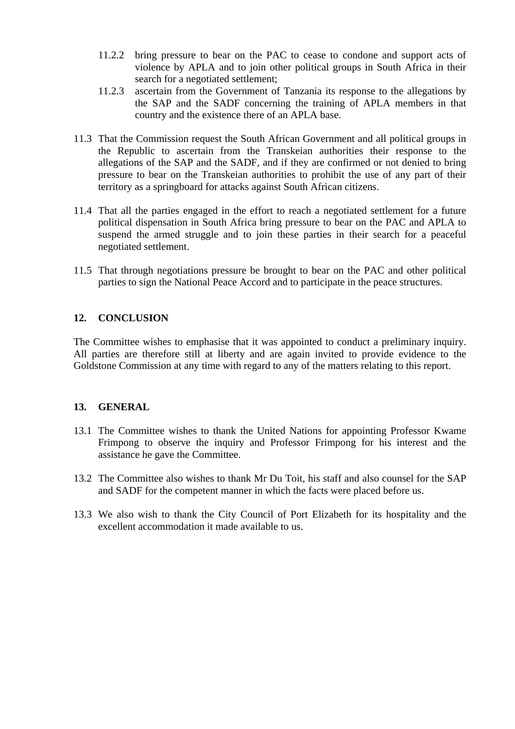11.2.2 bring pressure to bear on the PAC to cease to condone and support acts of violence by APLA and to join other political groups in South Africa in their search for a negotiated settlement;

11.2.3 ascertain from the Government of Tanzania its response to the allegations by the SAP and the SADF concerning the training of APLA members in that country and the existence there of an APLA base.

11.3 That the Commission request the South African Government and all political groups in the Republic to ascertain from the Transkeian authorities their response to the allegations of the SAP and the SADF, and if they are confirmed or not denied to bring pressure to bear on the Transkeian authorities to prohibit the use of any part of their territory as a springboard for attacks against South African citizens.

11.4 That all the parties engaged in the effort to reach a negotiated settlement for a future political dispensation in South Africa bring pressure to bear on the PAC and APLA to suspend the armed struggle and to join these parties in their search for a peaceful negotiated settlement.

11.5 That through negotiations pressure be brought to bear on the PAC and other political parties to sign the National Peace Accord and to participate in the peace structures.

## 12. CONCLUSION

The Committee wishes to emphasise that it was appointed to conduct a preliminary inquiry. All parties are therefore still at liberty and are again invited to provide evidence to the Goldstone Commission at any time with regard to any of the matters relating to this report.

## 13. GENERAL

13.1 The Committee wishes to thank the United Nations for appointing Professor Kwame Frimpong to observe the inquiry and Professor Frimpong for his interest and the assistance he gave the Committee.

13.2 The Committee also wishes to thank Mr Du Toit, his staff and also counsel for the SAP and SADF for the competent manner in which the facts were placed before us.

13.3 We also wish to thank the City Council of Port Elizabeth for its hospitality and the excellent accommodation it made available to us.